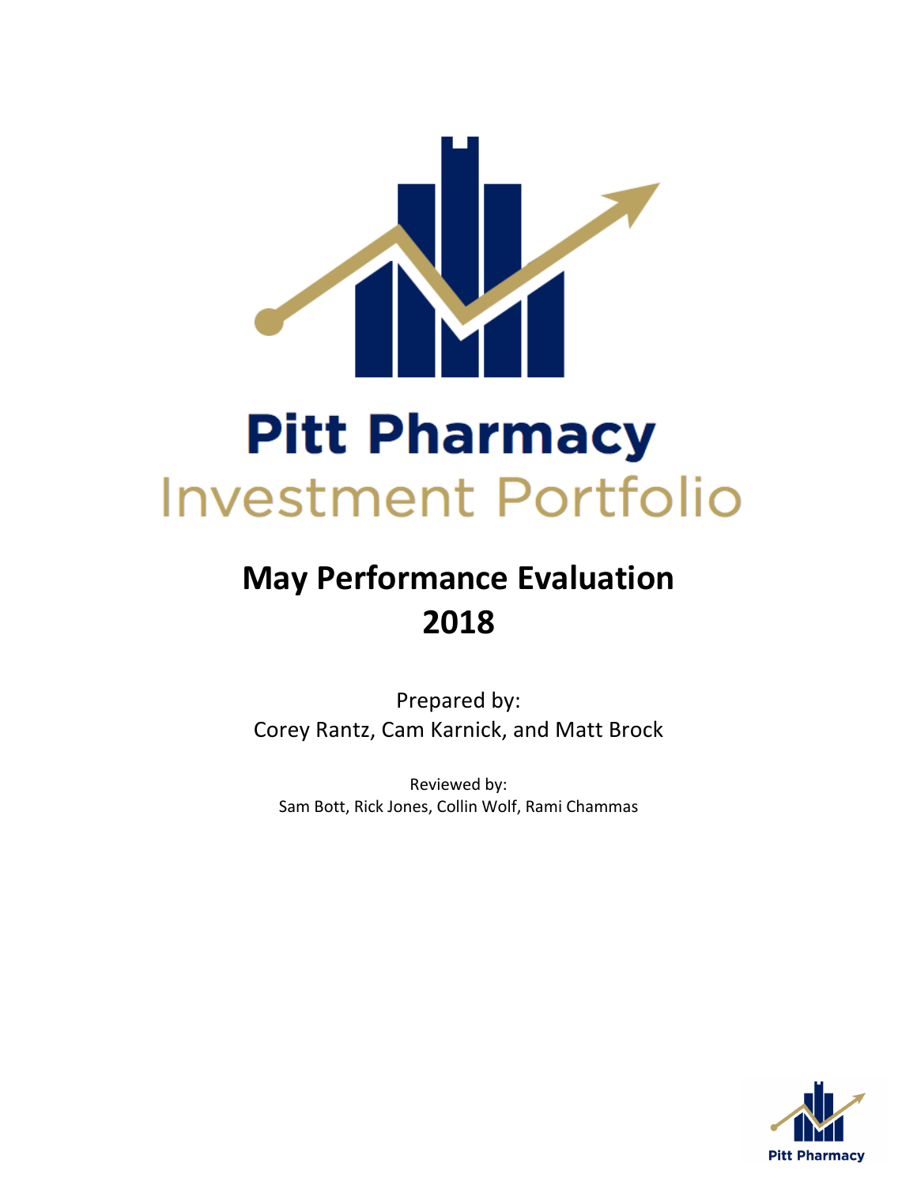# Pitt Pharmacy

## Investment Portfolio

# May Performance Evaluation 2018

Prepared by:
Corey Rantz, Cam Karnick, and Matt Brock

Reviewed by:
Sam Bott, Rick Jones, Collin Wolf, Rami Chammas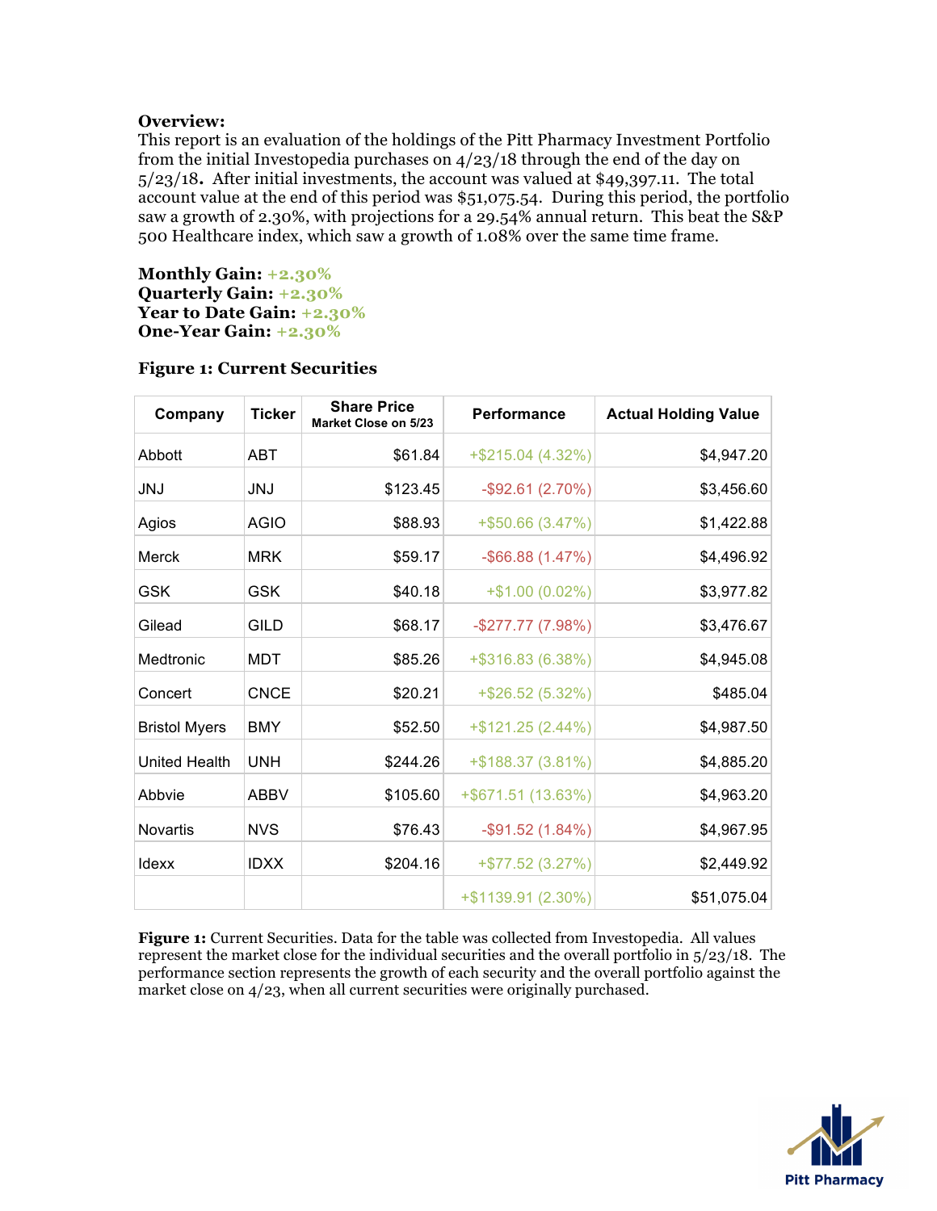**Overview:**
This report is an evaluation of the holdings of the Pitt Pharmacy Investment Portfolio from the initial Investopedia purchases on 4/23/18 through the end of the day on 5/23/18**.** After initial investments, the account was valued at $49,397.11. The total account value at the end of this period was $51,075.54. During this period, the portfolio saw a growth of 2.30%, with projections for a 29.54% annual return. This beat the S&P 500 Healthcare index, which saw a growth of 1.08% over the same time frame.

**Monthly Gain:** +2.30%
**Quarterly Gain:** +2.30%
**Year to Date Gain:** +2.30%
**One-Year Gain:** +2.30%

**Figure 1: Current Securities**

| Company | Ticker | Share Price Market Close on 5/23 | Performance | Actual Holding Value |
|---|---|---|---|---|
| Abbott | ABT | $61.84 | +$215.04 (4.32%) | $4,947.20 |
| JNJ | JNJ | $123.45 | -$92.61 (2.70%) | $3,456.60 |
| Agios | AGIO | $88.93 | +$50.66 (3.47%) | $1,422.88 |
| Merck | MRK | $59.17 | -$66.88 (1.47%) | $4,496.92 |
| GSK | GSK | $40.18 | +$1.00 (0.02%) | $3,977.82 |
| Gilead | GILD | $68.17 | -$277.77 (7.98%) | $3,476.67 |
| Medtronic | MDT | $85.26 | +$316.83 (6.38%) | $4,945.08 |
| Concert | CNCE | $20.21 | +$26.52 (5.32%) | $485.04 |
| Bristol Myers | BMY | $52.50 | +$121.25 (2.44%) | $4,987.50 |
| United Health | UNH | $244.26 | +$188.37 (3.81%) | $4,885.20 |
| Abbvie | ABBV | $105.60 | +$671.51 (13.63%) | $4,963.20 |
| Novartis | NVS | $76.43 | -$91.52 (1.84%) | $4,967.95 |
| Idexx | IDXX | $204.16 | +$77.52 (3.27%) | $2,449.92 |
| | | | +$1139.91 (2.30%) | $51,075.04 |

**Figure 1:** Current Securities. Data for the table was collected from Investopedia. All values represent the market close for the individual securities and the overall portfolio in 5/23/18. The performance section represents the growth of each security and the overall portfolio against the market close on 4/23, when all current securities were originally purchased.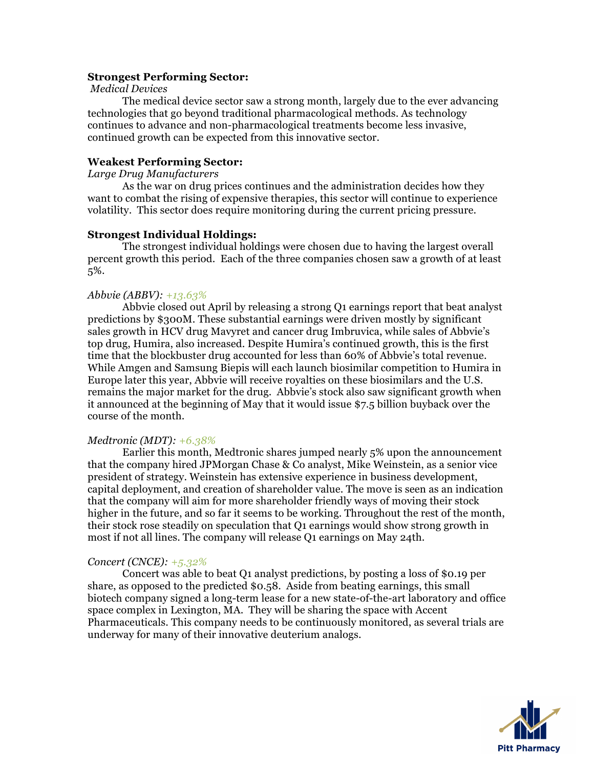**Strongest Performing Sector:**

*Medical Devices*

The medical device sector saw a strong month, largely due to the ever advancing technologies that go beyond traditional pharmacological methods. As technology continues to advance and non-pharmacological treatments become less invasive, continued growth can be expected from this innovative sector.

**Weakest Performing Sector:**

*Large Drug Manufacturers*

As the war on drug prices continues and the administration decides how they want to combat the rising of expensive therapies, this sector will continue to experience volatility. This sector does require monitoring during the current pricing pressure.

**Strongest Individual Holdings:**

The strongest individual holdings were chosen due to having the largest overall percent growth this period. Each of the three companies chosen saw a growth of at least 5%.

*Abbvie (ABBV): +13.63%*

Abbvie closed out April by releasing a strong Q1 earnings report that beat analyst predictions by $300M. These substantial earnings were driven mostly by significant sales growth in HCV drug Mavyret and cancer drug Imbruvica, while sales of Abbvie's top drug, Humira, also increased. Despite Humira's continued growth, this is the first time that the blockbuster drug accounted for less than 60% of Abbvie's total revenue. While Amgen and Samsung Biepis will each launch biosimilar competition to Humira in Europe later this year, Abbvie will receive royalties on these biosimilars and the U.S. remains the major market for the drug. Abbvie's stock also saw significant growth when it announced at the beginning of May that it would issue $7.5 billion buyback over the course of the month.

*Medtronic (MDT): +6.38%*

Earlier this month, Medtronic shares jumped nearly 5% upon the announcement that the company hired JPMorgan Chase & Co analyst, Mike Weinstein, as a senior vice president of strategy. Weinstein has extensive experience in business development, capital deployment, and creation of shareholder value. The move is seen as an indication that the company will aim for more shareholder friendly ways of moving their stock higher in the future, and so far it seems to be working. Throughout the rest of the month, their stock rose steadily on speculation that Q1 earnings would show strong growth in most if not all lines. The company will release Q1 earnings on May 24th.

*Concert (CNCE): +5.32%*

Concert was able to beat Q1 analyst predictions, by posting a loss of $0.19 per share, as opposed to the predicted $0.58. Aside from beating earnings, this small biotech company signed a long-term lease for a new state-of-the-art laboratory and office space complex in Lexington, MA. They will be sharing the space with Accent Pharmaceuticals. This company needs to be continuously monitored, as several trials are underway for many of their innovative deuterium analogs.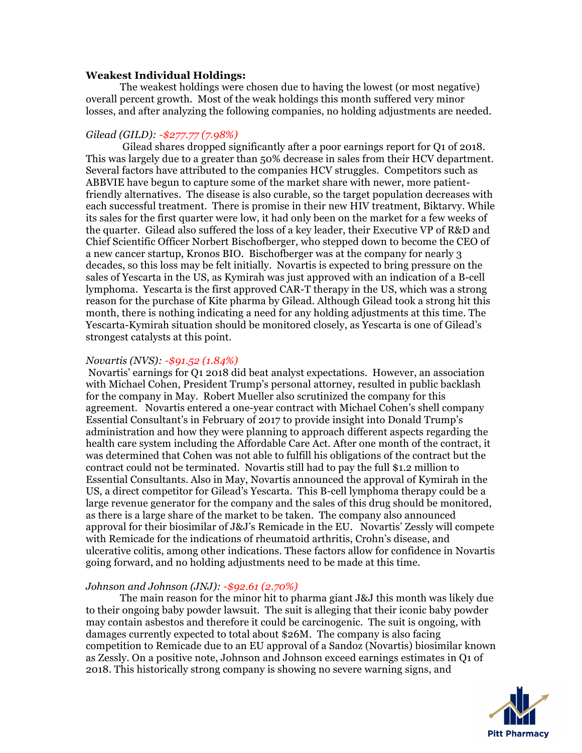**Weakest Individual Holdings:**

The weakest holdings were chosen due to having the lowest (or most negative) overall percent growth. Most of the weak holdings this month suffered very minor losses, and after analyzing the following companies, no holding adjustments are needed.

*Gilead (GILD): -$277.77 (7.98%)*

Gilead shares dropped significantly after a poor earnings report for Q1 of 2018. This was largely due to a greater than 50% decrease in sales from their HCV department. Several factors have attributed to the companies HCV struggles. Competitors such as ABBVIE have begun to capture some of the market share with newer, more patient-friendly alternatives. The disease is also curable, so the target population decreases with each successful treatment. There is promise in their new HIV treatment, Biktarvy. While its sales for the first quarter were low, it had only been on the market for a few weeks of the quarter. Gilead also suffered the loss of a key leader, their Executive VP of R&D and Chief Scientific Officer Norbert Bischofberger, who stepped down to become the CEO of a new cancer startup, Kronos BIO. Bischofberger was at the company for nearly 3 decades, so this loss may be felt initially. Novartis is expected to bring pressure on the sales of Yescarta in the US, as Kymirah was just approved with an indication of a B-cell lymphoma. Yescarta is the first approved CAR-T therapy in the US, which was a strong reason for the purchase of Kite pharma by Gilead. Although Gilead took a strong hit this month, there is nothing indicating a need for any holding adjustments at this time. The Yescarta-Kymirah situation should be monitored closely, as Yescarta is one of Gilead's strongest catalysts at this point.

*Novartis (NVS): -$91.52 (1.84%)*

Novartis' earnings for Q1 2018 did beat analyst expectations. However, an association with Michael Cohen, President Trump's personal attorney, resulted in public backlash for the company in May. Robert Mueller also scrutinized the company for this agreement. Novartis entered a one-year contract with Michael Cohen's shell company Essential Consultant's in February of 2017 to provide insight into Donald Trump's administration and how they were planning to approach different aspects regarding the health care system including the Affordable Care Act. After one month of the contract, it was determined that Cohen was not able to fulfill his obligations of the contract but the contract could not be terminated. Novartis still had to pay the full $1.2 million to Essential Consultants. Also in May, Novartis announced the approval of Kymirah in the US, a direct competitor for Gilead's Yescarta. This B-cell lymphoma therapy could be a large revenue generator for the company and the sales of this drug should be monitored, as there is a large share of the market to be taken. The company also announced approval for their biosimilar of J&J's Remicade in the EU. Novartis' Zessly will compete with Remicade for the indications of rheumatoid arthritis, Crohn's disease, and ulcerative colitis, among other indications. These factors allow for confidence in Novartis going forward, and no holding adjustments need to be made at this time.

*Johnson and Johnson (JNJ): -$92.61 (2.70%)*

The main reason for the minor hit to pharma giant J&J this month was likely due to their ongoing baby powder lawsuit. The suit is alleging that their iconic baby powder may contain asbestos and therefore it could be carcinogenic. The suit is ongoing, with damages currently expected to total about $26M. The company is also facing competition to Remicade due to an EU approval of a Sandoz (Novartis) biosimilar known as Zessly. On a positive note, Johnson and Johnson exceed earnings estimates in Q1 of 2018. This historically strong company is showing no severe warning signs, and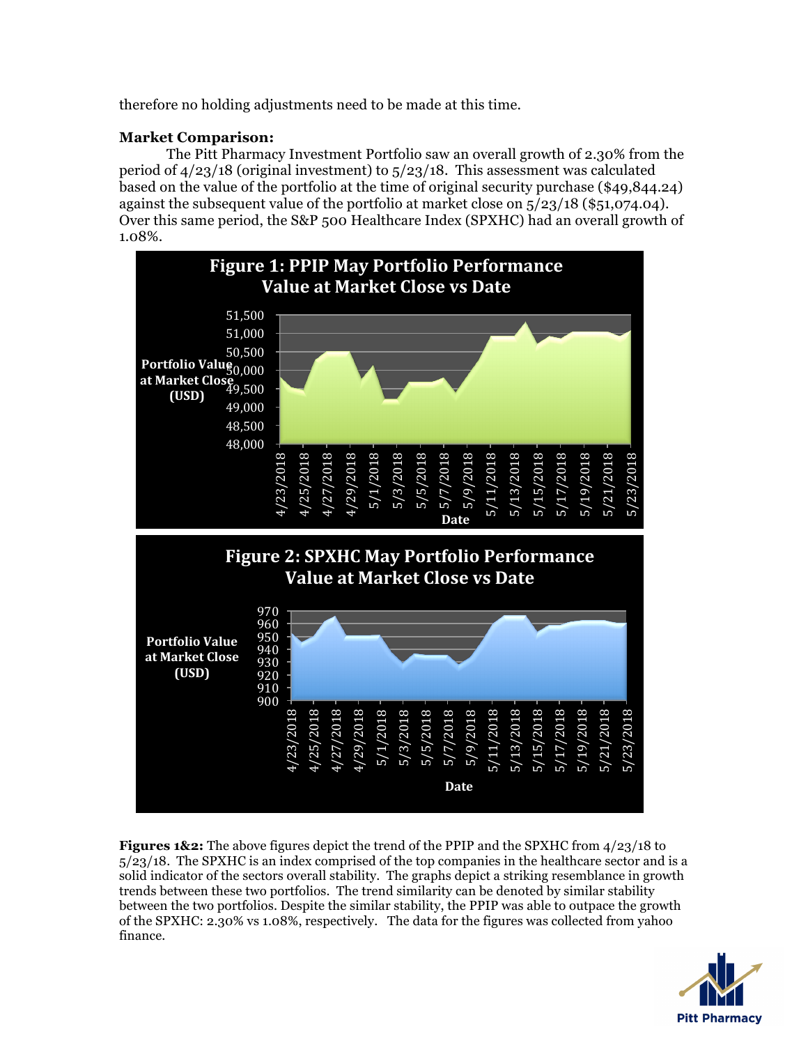therefore no holding adjustments need to be made at this time.

**Market Comparison:**

The Pitt Pharmacy Investment Portfolio saw an overall growth of 2.30% from the period of 4/23/18 (original investment) to 5/23/18. This assessment was calculated based on the value of the portfolio at the time of original security purchase ($49,844.24) against the subsequent value of the portfolio at market close on 5/23/18 ($51,074.04). Over this same period, the S&P 500 Healthcare Index (SPXHC) had an overall growth of 1.08%.

**Figure 1: PPIP May Portfolio Performance Value at Market Close vs Date**

**Figure 2: SPXHC May Portfolio Performance Value at Market Close vs Date**

**Figures 1&2:** The above figures depict the trend of the PPIP and the SPXHC from 4/23/18 to 5/23/18. The SPXHC is an index comprised of the top companies in the healthcare sector and is a solid indicator of the sectors overall stability. The graphs depict a striking resemblance in growth trends between these two portfolios. The trend similarity can be denoted by similar stability between the two portfolios. Despite the similar stability, the PPIP was able to outpace the growth of the SPXHC: 2.30% vs 1.08%, respectively. The data for the figures was collected from yahoo finance.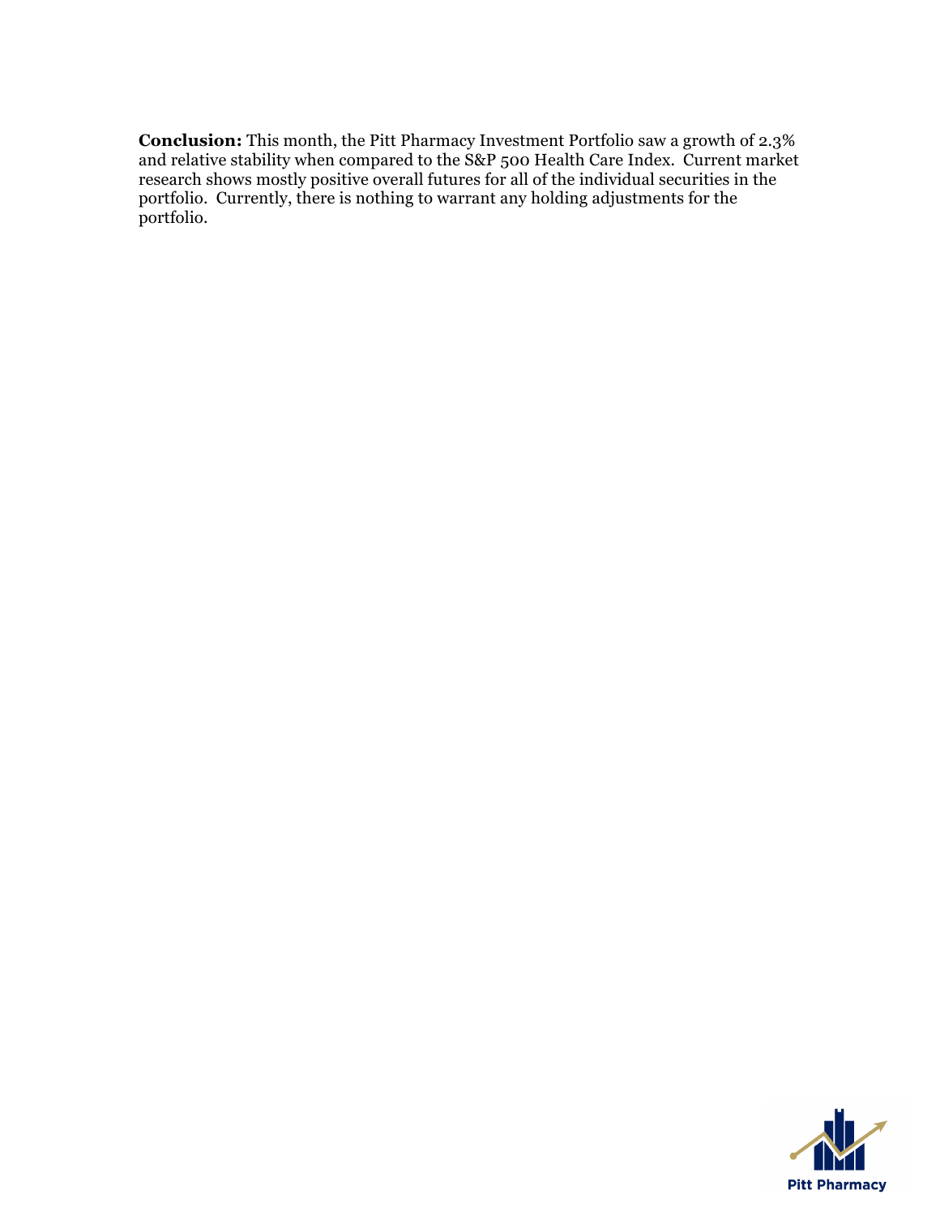**Conclusion:** This month, the Pitt Pharmacy Investment Portfolio saw a growth of 2.3% and relative stability when compared to the S&P 500 Health Care Index. Current market research shows mostly positive overall futures for all of the individual securities in the portfolio. Currently, there is nothing to warrant any holding adjustments for the portfolio.